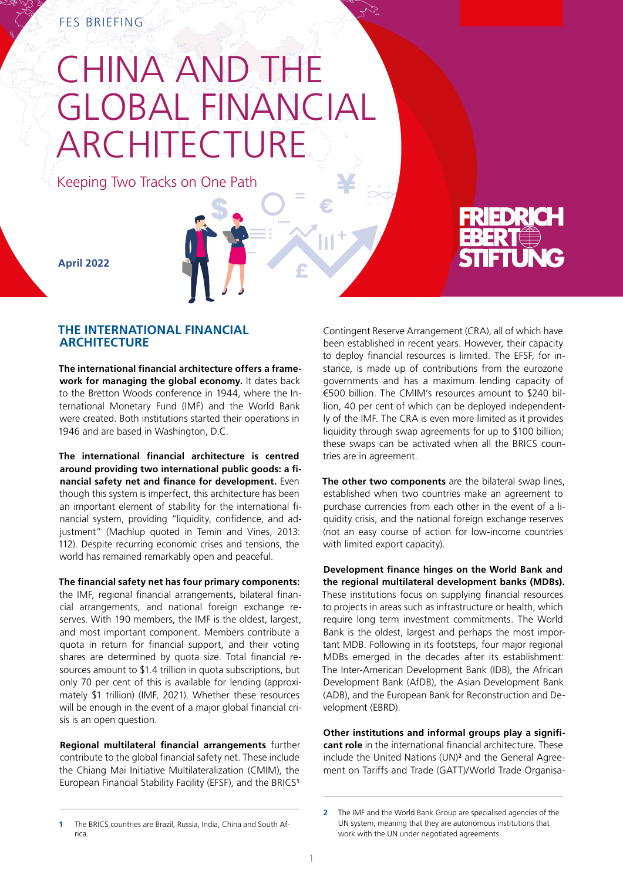FES BRIEFING

# CHINA AND THE GLOBAL FINANCIAL ARCHITECTURE

Keeping Two Tracks on One Path

April 2022

## THE INTERNATIONAL FINANCIAL ARCHITECTURE

**The international financial architecture offers a framework for managing the global economy.** It dates back to the Bretton Woods conference in 1944, where the International Monetary Fund (IMF) and the World Bank were created. Both institutions started their operations in 1946 and are based in Washington, D.C.

**The international financial architecture is centred around providing two international public goods: a financial safety net and finance for development.** Even though this system is imperfect, this architecture has been an important element of stability for the international financial system, providing "liquidity, confidence, and adjustment" (Machlup quoted in Temin and Vines, 2013: 112). Despite recurring economic crises and tensions, the world has remained remarkably open and peaceful.

**The financial safety net has four primary components:** the IMF, regional financial arrangements, bilateral financial arrangements, and national foreign exchange reserves. With 190 members, the IMF is the oldest, largest, and most important component. Members contribute a quota in return for financial support, and their voting shares are determined by quota size. Total financial resources amount to $1.4 trillion in quota subscriptions, but only 70 per cent of this is available for lending (approximately $1 trillion) (IMF, 2021). Whether these resources will be enough in the event of a major global financial crisis is an open question.

**Regional multilateral financial arrangements** further contribute to the global financial safety net. These include the Chiang Mai Initiative Multilateralization (CMIM), the European Financial Stability Facility (EFSF), and the BRICS[1] Contingent Reserve Arrangement (CRA), all of which have been established in recent years. However, their capacity to deploy financial resources is limited. The EFSF, for instance, is made up of contributions from the eurozone governments and has a maximum lending capacity of €500 billion. The CMIM's resources amount to $240 billion, 40 per cent of which can be deployed independently of the IMF. The CRA is even more limited as it provides liquidity through swap agreements for up to $100 billion; these swaps can be activated when all the BRICS countries are in agreement.

**The other two components** are the bilateral swap lines, established when two countries make an agreement to purchase currencies from each other in the event of a liquidity crisis, and the national foreign exchange reserves (not an easy course of action for low-income countries with limited export capacity).

**Development finance hinges on the World Bank and the regional multilateral development banks (MDBs).** These institutions focus on supplying financial resources to projects in areas such as infrastructure or health, which require long term investment commitments. The World Bank is the oldest, largest and perhaps the most important MDB. Following in its footsteps, four major regional MDBs emerged in the decades after its establishment: The Inter-American Development Bank (IDB), the African Development Bank (AfDB), the Asian Development Bank (ADB), and the European Bank for Reconstruction and Development (EBRD).

**Other institutions and informal groups play a significant role** in the international financial architecture. These include the United Nations (UN)[2] and the General Agreement on Tariffs and Trade (GATT)/World Trade Organisa-

---

1 The BRICS countries are Brazil, Russia, India, China and South Africa.

2 The IMF and the World Bank Group are specialised agencies of the UN system, meaning that they are autonomous institutions that work with the UN under negotiated agreements.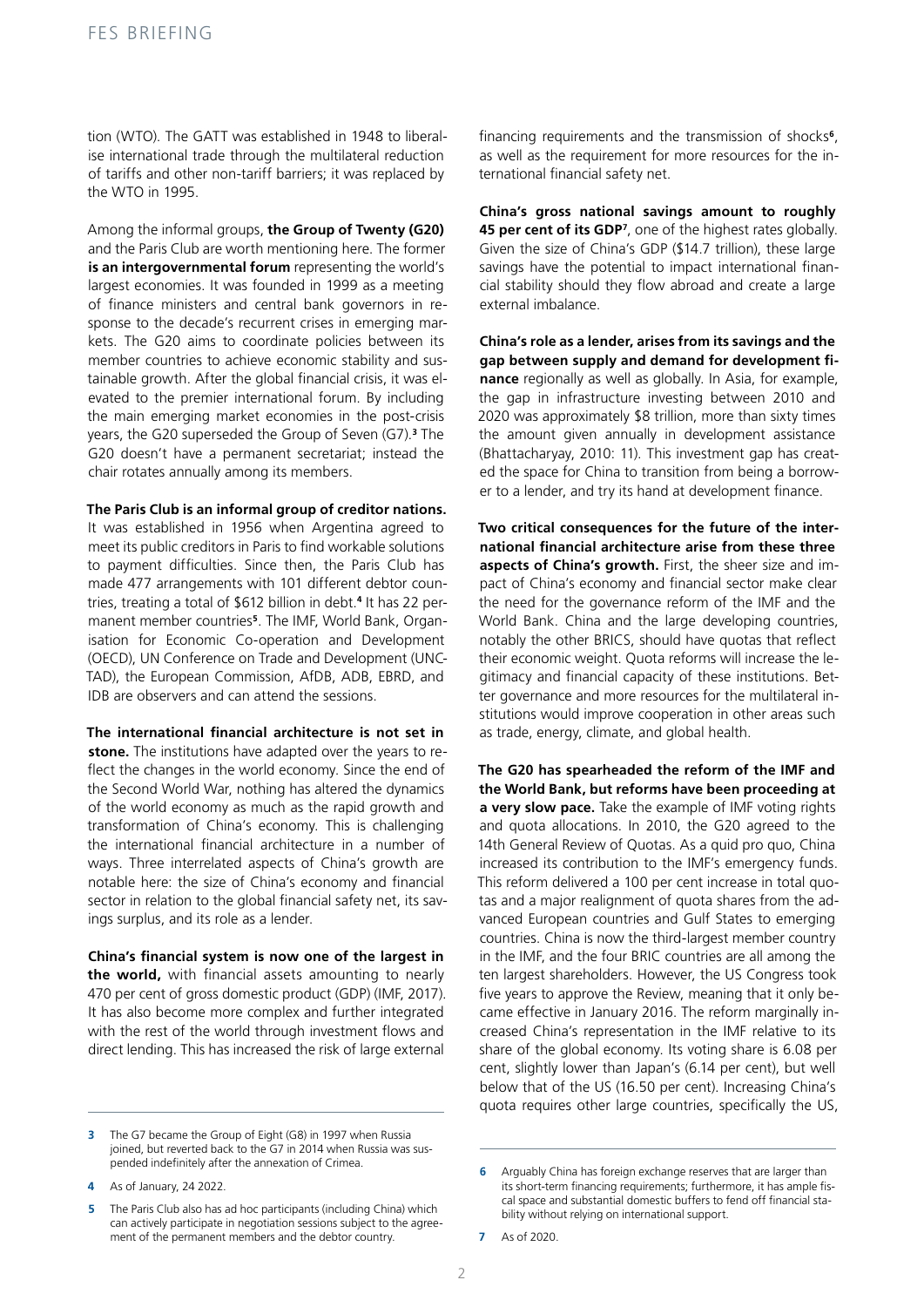tion (WTO). The GATT was established in 1948 to liberalise international trade through the multilateral reduction of tariffs and other non-tariff barriers; it was replaced by the WTO in 1995.

Among the informal groups, **the Group of Twenty (G20)** and the Paris Club are worth mentioning here. The former **is an intergovernmental forum** representing the world's largest economies. It was founded in 1999 as a meeting of finance ministers and central bank governors in response to the decade's recurrent crises in emerging markets. The G20 aims to coordinate policies between its member countries to achieve economic stability and sustainable growth. After the global financial crisis, it was elevated to the premier international forum. By including the main emerging market economies in the post-crisis years, the G20 superseded the Group of Seven (G7).[3] The G20 doesn't have a permanent secretariat; instead the chair rotates annually among its members.

**The Paris Club is an informal group of creditor nations.** It was established in 1956 when Argentina agreed to meet its public creditors in Paris to find workable solutions to payment difficulties. Since then, the Paris Club has made 477 arrangements with 101 different debtor countries, treating a total of $612 billion in debt.[4] It has 22 permanent member countries[5]. The IMF, World Bank, Organisation for Economic Co-operation and Development (OECD), UN Conference on Trade and Development (UNCTAD), the European Commission, AfDB, ADB, EBRD, and IDB are observers and can attend the sessions.

**The international financial architecture is not set in stone.** The institutions have adapted over the years to reflect the changes in the world economy. Since the end of the Second World War, nothing has altered the dynamics of the world economy as much as the rapid growth and transformation of China's economy. This is challenging the international financial architecture in a number of ways. Three interrelated aspects of China's growth are notable here: the size of China's economy and financial sector in relation to the global financial safety net, its savings surplus, and its role as a lender.

**China's financial system is now one of the largest in the world,** with financial assets amounting to nearly 470 per cent of gross domestic product (GDP) (IMF, 2017). It has also become more complex and further integrated with the rest of the world through investment flows and direct lending. This has increased the risk of large external financing requirements and the transmission of shocks[6], as well as the requirement for more resources for the international financial safety net.

**China's gross national savings amount to roughly 45 per cent of its GDP**[7], one of the highest rates globally. Given the size of China's GDP ($14.7 trillion), these large savings have the potential to impact international financial stability should they flow abroad and create a large external imbalance.

**China's role as a lender, arises from its savings and the gap between supply and demand for development finance** regionally as well as globally. In Asia, for example, the gap in infrastructure investing between 2010 and 2020 was approximately $8 trillion, more than sixty times the amount given annually in development assistance (Bhattacharyay, 2010: 11). This investment gap has created the space for China to transition from being a borrower to a lender, and try its hand at development finance.

**Two critical consequences for the future of the international financial architecture arise from these three aspects of China's growth.** First, the sheer size and impact of China's economy and financial sector make clear the need for the governance reform of the IMF and the World Bank. China and the large developing countries, notably the other BRICS, should have quotas that reflect their economic weight. Quota reforms will increase the legitimacy and financial capacity of these institutions. Better governance and more resources for the multilateral institutions would improve cooperation in other areas such as trade, energy, climate, and global health.

**The G20 has spearheaded the reform of the IMF and the World Bank, but reforms have been proceeding at a very slow pace.** Take the example of IMF voting rights and quota allocations. In 2010, the G20 agreed to the 14th General Review of Quotas. As a quid pro quo, China increased its contribution to the IMF's emergency funds. This reform delivered a 100 per cent increase in total quotas and a major realignment of quota shares from the advanced European countries and Gulf States to emerging countries. China is now the third-largest member country in the IMF, and the four BRIC countries are all among the ten largest shareholders. However, the US Congress took five years to approve the Review, meaning that it only became effective in January 2016. The reform marginally increased China's representation in the IMF relative to its share of the global economy. Its voting share is 6.08 per cent, slightly lower than Japan's (6.14 per cent), but well below that of the US (16.50 per cent). Increasing China's quota requires other large countries, specifically the US,

---

[3] The G7 became the Group of Eight (G8) in 1997 when Russia joined, but reverted back to the G7 in 2014 when Russia was suspended indefinitely after the annexation of Crimea.

[4] As of January, 24 2022.

[5] The Paris Club also has ad hoc participants (including China) which can actively participate in negotiation sessions subject to the agreement of the permanent members and the debtor country.

[6] Arguably China has foreign exchange reserves that are larger than its short-term financing requirements; furthermore, it has ample fiscal space and substantial domestic buffers to fend off financial stability without relying on international support.

[7] As of 2020.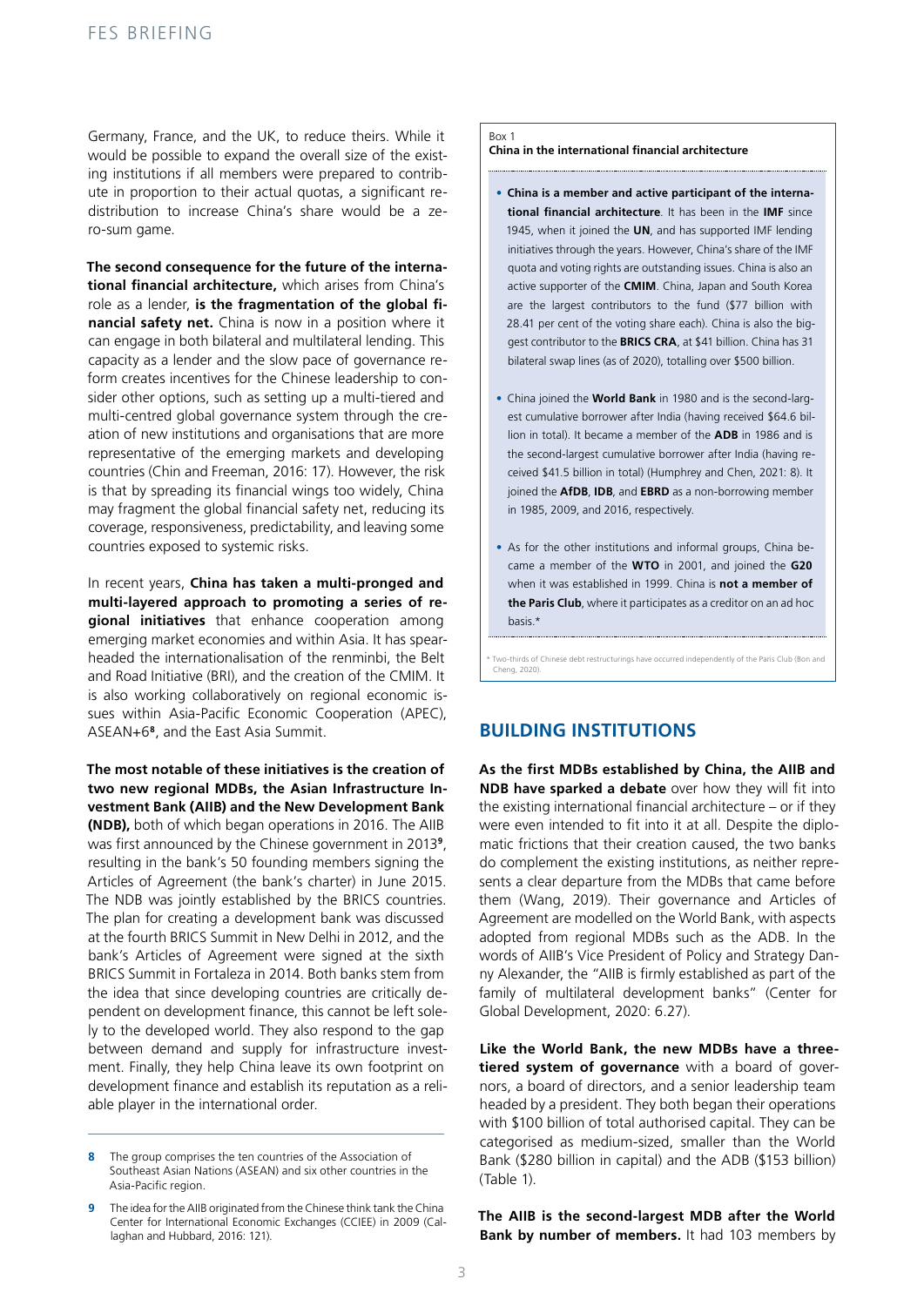Germany, France, and the UK, to reduce theirs. While it would be possible to expand the overall size of the existing institutions if all members were prepared to contribute in proportion to their actual quotas, a significant redistribution to increase China's share would be a zero-sum game.

**The second consequence for the future of the international financial architecture,** which arises from China's role as a lender, **is the fragmentation of the global financial safety net.** China is now in a position where it can engage in both bilateral and multilateral lending. This capacity as a lender and the slow pace of governance reform creates incentives for the Chinese leadership to consider other options, such as setting up a multi-tiered and multi-centred global governance system through the creation of new institutions and organisations that are more representative of the emerging markets and developing countries (Chin and Freeman, 2016: 17). However, the risk is that by spreading its financial wings too widely, China may fragment the global financial safety net, reducing its coverage, responsiveness, predictability, and leaving some countries exposed to systemic risks.

In recent years, **China has taken a multi-pronged and multi-layered approach to promoting a series of regional initiatives** that enhance cooperation among emerging market economies and within Asia. It has spearheaded the internationalisation of the renminbi, the Belt and Road Initiative (BRI), and the creation of the CMIM. It is also working collaboratively on regional economic issues within Asia-Pacific Economic Cooperation (APEC), ASEAN+6[8], and the East Asia Summit.

**The most notable of these initiatives is the creation of two new regional MDBs, the Asian Infrastructure Investment Bank (AIIB) and the New Development Bank (NDB),** both of which began operations in 2016. The AIIB was first announced by the Chinese government in 2013[9], resulting in the bank's 50 founding members signing the Articles of Agreement (the bank's charter) in June 2015. The NDB was jointly established by the BRICS countries. The plan for creating a development bank was discussed at the fourth BRICS Summit in New Delhi in 2012, and the bank's Articles of Agreement were signed at the sixth BRICS Summit in Fortaleza in 2014. Both banks stem from the idea that since developing countries are critically dependent on development finance, this cannot be left solely to the developed world. They also respond to the gap between demand and supply for infrastructure investment. Finally, they help China leave its own footprint on development finance and establish its reputation as a reliable player in the international order.

[8] The group comprises the ten countries of the Association of Southeast Asian Nations (ASEAN) and six other countries in the Asia-Pacific region.

[9] The idea for the AIIB originated from the Chinese think tank the China Center for International Economic Exchanges (CCIEE) in 2009 (Callaghan and Hubbard, 2016: 121).

Box 1
**China in the international financial architecture**

- **China is a member and active participant of the international financial architecture**. It has been in the **IMF** since 1945, when it joined the **UN**, and has supported IMF lending initiatives through the years. However, China's share of the IMF quota and voting rights are outstanding issues. China is also an active supporter of the **CMIM**. China, Japan and South Korea are the largest contributors to the fund ($77 billion with 28.41 per cent of the voting share each). China is also the biggest contributor to the **BRICS CRA**, at $41 billion. China has 31 bilateral swap lines (as of 2020), totalling over $500 billion.
- China joined the **World Bank** in 1980 and is the second-largest cumulative borrower after India (having received $64.6 billion in total). It became a member of the **ADB** in 1986 and is the second-largest cumulative borrower after India (having received $41.5 billion in total) (Humphrey and Chen, 2021: 8). It joined the **AfDB**, **IDB**, and **EBRD** as a non-borrowing member in 1985, 2009, and 2016, respectively.
- As for the other institutions and informal groups, China became a member of the **WTO** in 2001, and joined the **G20** when it was established in 1999. China is **not a member of the Paris Club**, where it participates as a creditor on an ad hoc basis.*

\* Two-thirds of Chinese debt restructurings have occurred independently of the Paris Club (Bon and Cheng, 2020).

## BUILDING INSTITUTIONS

**As the first MDBs established by China, the AIIB and NDB have sparked a debate** over how they will fit into the existing international financial architecture – or if they were even intended to fit into it at all. Despite the diplomatic frictions that their creation caused, the two banks do complement the existing institutions, as neither represents a clear departure from the MDBs that came before them (Wang, 2019). Their governance and Articles of Agreement are modelled on the World Bank, with aspects adopted from regional MDBs such as the ADB. In the words of AIIB's Vice President of Policy and Strategy Danny Alexander, the "AIIB is firmly established as part of the family of multilateral development banks" (Center for Global Development, 2020: 6.27).

**Like the World Bank, the new MDBs have a three-tiered system of governance** with a board of governors, a board of directors, and a senior leadership team headed by a president. They both began their operations with $100 billion of total authorised capital. They can be categorised as medium-sized, smaller than the World Bank ($280 billion in capital) and the ADB ($153 billion) (Table 1).

**The AIIB is the second-largest MDB after the World Bank by number of members.** It had 103 members by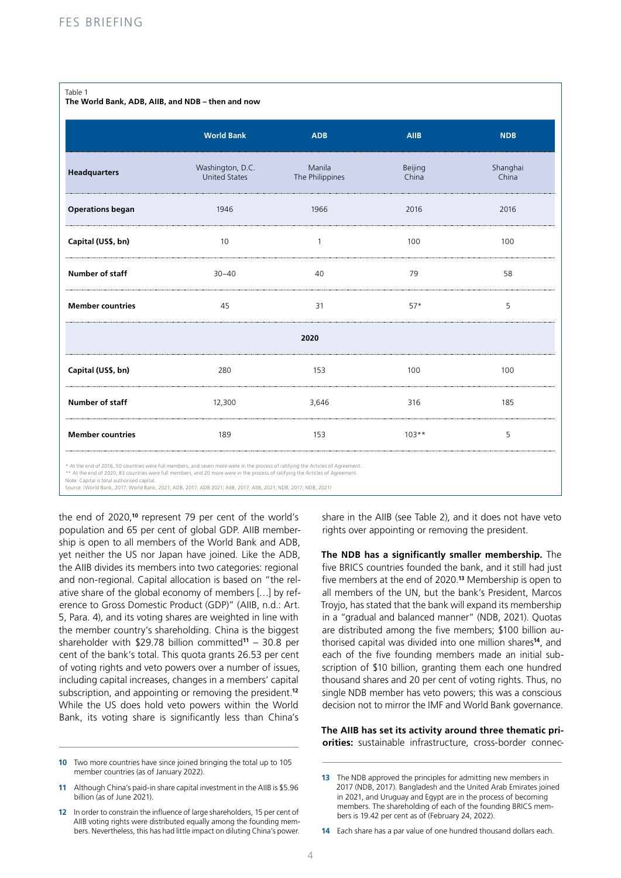Table 1
**The World Bank, ADB, AIIB, and NDB – then and now**

| | World Bank | ADB | AIIB | NDB |
|---|---|---|---|---|
| **Headquarters** | Washington, D.C. United States | Manila The Philippines | Beijing China | Shanghai China |
| **Operations began** | 1946 | 1966 | 2016 | 2016 |
| **Capital (US$, bn)** | 10 | 1 | 100 | 100 |
| **Number of staff** | 30–40 | 40 | 79 | 58 |
| **Member countries** | 45 | 31 | 57* | 5 |
| | | **2020** | | |
| **Capital (US$, bn)** | 280 | 153 | 100 | 100 |
| **Number of staff** | 12,300 | 3,646 | 316 | 185 |
| **Member countries** | 189 | 153 | 103** | 5 |

\* At the end of 2016, 50 countries were full members, and seven more were in the process of ratifying the Articles of Agreement.
\*\* At the end of 2020, 83 countries were full members, and 20 more were in the process of ratifying the Articles of Agreement.
Note: Capital is total authorised capital.
Source: (World Bank, 2017; World Bank, 2021; ADB, 2017; ADB 2021; AIIB, 2017; AIIB, 2021; NDB, 2017; NDB, 2021)

the end of 2020,[10] represent 79 per cent of the world's population and 65 per cent of global GDP. AIIB membership is open to all members of the World Bank and ADB, yet neither the US nor Japan have joined. Like the ADB, the AIIB divides its members into two categories: regional and non-regional. Capital allocation is based on "the relative share of the global economy of members […] by reference to Gross Domestic Product (GDP)" (AIIB, n.d.: Art. 5, Para. 4), and its voting shares are weighted in line with the member country's shareholding. China is the biggest shareholder with $29.78 billion committed[11] – 30.8 per cent of the bank's total. This quota grants 26.53 per cent of voting rights and veto powers over a number of issues, including capital increases, changes in a members' capital subscription, and appointing or removing the president.[12] While the US does hold veto powers within the World Bank, its voting share is significantly less than China's share in the AIIB (see Table 2), and it does not have veto rights over appointing or removing the president.

**The NDB has a significantly smaller membership.** The five BRICS countries founded the bank, and it still had just five members at the end of 2020.[13] Membership is open to all members of the UN, but the bank's President, Marcos Troyjo, has stated that the bank will expand its membership in a "gradual and balanced manner" (NDB, 2021). Quotas are distributed among the five members; $100 billion authorised capital was divided into one million shares[14], and each of the five founding members made an initial subscription of $10 billion, granting them each one hundred thousand shares and 20 per cent of voting rights. Thus, no single NDB member has veto powers; this was a conscious decision not to mirror the IMF and World Bank governance.

**The AIIB has set its activity around three thematic priorities:** sustainable infrastructure, cross-border connec-

---

[10] Two more countries have since joined bringing the total up to 105 member countries (as of January 2022).

[11] Although China's paid-in share capital investment in the AIIB is $5.96 billion (as of June 2021).

[12] In order to constrain the influence of large shareholders, 15 per cent of AIIB voting rights were distributed equally among the founding members. Nevertheless, this has had little impact on diluting China's power.

[13] The NDB approved the principles for admitting new members in 2017 (NDB, 2017). Bangladesh and the United Arab Emirates joined in 2021, and Uruguay and Egypt are in the process of becoming members. The shareholding of each of the founding BRICS members is 19.42 per cent as of (February 24, 2022).

[14] Each share has a par value of one hundred thousand dollars each.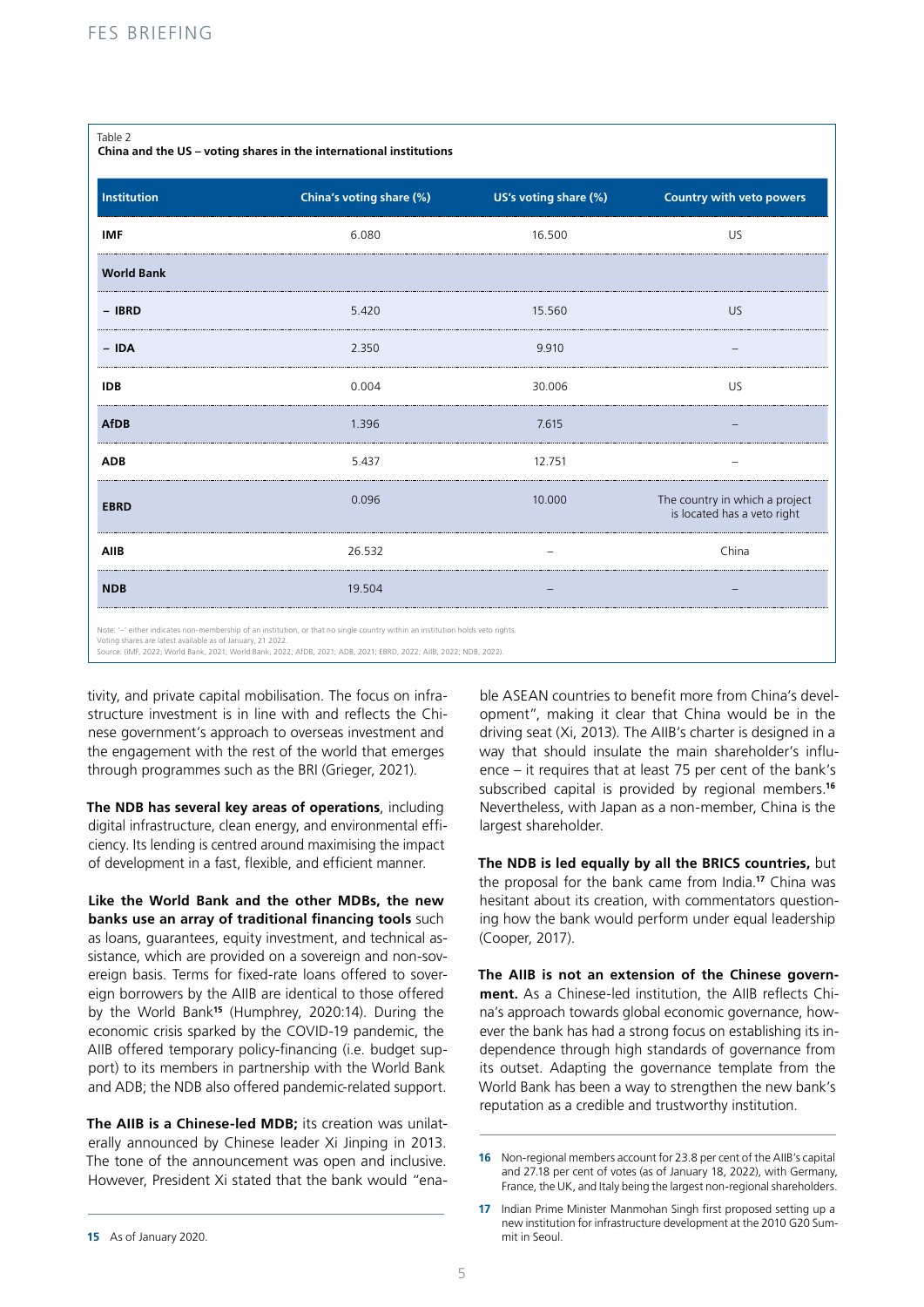Table 2
**China and the US – voting shares in the international institutions**

| Institution | China's voting share (%) | US's voting share (%) | Country with veto powers |
|---|---|---|---|
| **IMF** | 6.080 | 16.500 | US |
| **World Bank** | | | |
| **– IBRD** | 5.420 | 15.560 | US |
| **– IDA** | 2.350 | 9.910 | – |
| **IDB** | 0.004 | 30.006 | US |
| **AfDB** | 1.396 | 7.615 | – |
| **ADB** | 5.437 | 12.751 | – |
| **EBRD** | 0.096 | 10.000 | The country in which a project is located has a veto right |
| **AIIB** | 26.532 | – | China |
| **NDB** | 19.504 | – | – |

Note: '–' either indicates non-membership of an institution, or that no single country within an institution holds veto rights.
Voting shares are latest available as of January, 21 2022.
Source: (IMF, 2022; World Bank, 2021; World Bank, 2022; AfDB, 2021; ADB, 2021; EBRD, 2022; AIIB, 2022; NDB, 2022).

tivity, and private capital mobilisation. The focus on infrastructure investment is in line with and reflects the Chinese government's approach to overseas investment and the engagement with the rest of the world that emerges through programmes such as the BRI (Grieger, 2021).

**The NDB has several key areas of operations**, including digital infrastructure, clean energy, and environmental efficiency. Its lending is centred around maximising the impact of development in a fast, flexible, and efficient manner.

**Like the World Bank and the other MDBs, the new banks use an array of traditional financing tools** such as loans, guarantees, equity investment, and technical assistance, which are provided on a sovereign and non-sovereign basis. Terms for fixed-rate loans offered to sovereign borrowers by the AIIB are identical to those offered by the World Bank[15] (Humphrey, 2020:14). During the economic crisis sparked by the COVID-19 pandemic, the AIIB offered temporary policy-financing (i.e. budget support) to its members in partnership with the World Bank and ADB; the NDB also offered pandemic-related support.

**The AIIB is a Chinese-led MDB;** its creation was unilaterally announced by Chinese leader Xi Jinping in 2013. The tone of the announcement was open and inclusive. However, President Xi stated that the bank would "enable ASEAN countries to benefit more from China's development", making it clear that China would be in the driving seat (Xi, 2013). The AIIB's charter is designed in a way that should insulate the main shareholder's influence – it requires that at least 75 per cent of the bank's subscribed capital is provided by regional members.[16] Nevertheless, with Japan as a non-member, China is the largest shareholder.

**The NDB is led equally by all the BRICS countries,** but the proposal for the bank came from India.[17] China was hesitant about its creation, with commentators questioning how the bank would perform under equal leadership (Cooper, 2017).

**The AIIB is not an extension of the Chinese government.** As a Chinese-led institution, the AIIB reflects China's approach towards global economic governance, however the bank has had a strong focus on establishing its independence through high standards of governance from its outset. Adapting the governance template from the World Bank has been a way to strengthen the new bank's reputation as a credible and trustworthy institution.

15 As of January 2020.

16 Non-regional members account for 23.8 per cent of the AIIB's capital and 27.18 per cent of votes (as of January 18, 2022), with Germany, France, the UK, and Italy being the largest non-regional shareholders.

17 Indian Prime Minister Manmohan Singh first proposed setting up a new institution for infrastructure development at the 2010 G20 Summit in Seoul.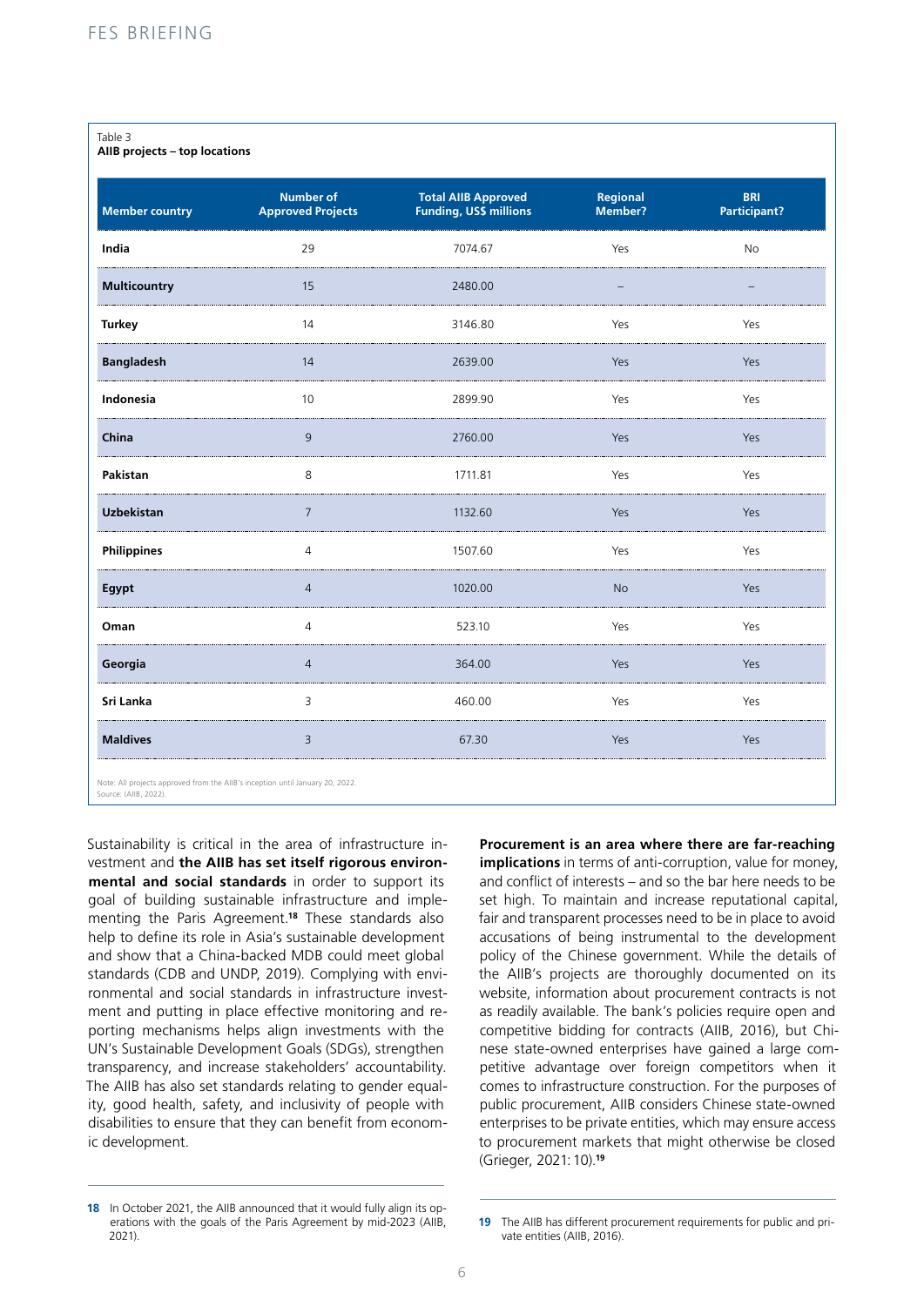Table 3
**AIIB projects – top locations**

| Member country | Number of Approved Projects | Total AIIB Approved Funding, US$ millions | Regional Member? | BRI Participant? |
|---|---|---|---|---|
| **India** | 29 | 7074.67 | Yes | No |
| **Multicountry** | 15 | 2480.00 | – | – |
| **Turkey** | 14 | 3146.80 | Yes | Yes |
| **Bangladesh** | 14 | 2639.00 | Yes | Yes |
| **Indonesia** | 10 | 2899.90 | Yes | Yes |
| **China** | 9 | 2760.00 | Yes | Yes |
| **Pakistan** | 8 | 1711.81 | Yes | Yes |
| **Uzbekistan** | 7 | 1132.60 | Yes | Yes |
| **Philippines** | 4 | 1507.60 | Yes | Yes |
| **Egypt** | 4 | 1020.00 | No | Yes |
| **Oman** | 4 | 523.10 | Yes | Yes |
| **Georgia** | 4 | 364.00 | Yes | Yes |
| **Sri Lanka** | 3 | 460.00 | Yes | Yes |
| **Maldives** | 3 | 67.30 | Yes | Yes |

Note: All projects approved from the AIIB's inception until January 20, 2022.
Source: (AIIB, 2022).

Sustainability is critical in the area of infrastructure investment and **the AIIB has set itself rigorous environmental and social standards** in order to support its goal of building sustainable infrastructure and implementing the Paris Agreement.[18] These standards also help to define its role in Asia's sustainable development and show that a China-backed MDB could meet global standards (CDB and UNDP, 2019). Complying with environmental and social standards in infrastructure investment and putting in place effective monitoring and reporting mechanisms helps align investments with the UN's Sustainable Development Goals (SDGs), strengthen transparency, and increase stakeholders' accountability. The AIIB has also set standards relating to gender equality, good health, safety, and inclusivity of people with disabilities to ensure that they can benefit from economic development.

**Procurement is an area where there are far-reaching implications** in terms of anti-corruption, value for money, and conflict of interests – and so the bar here needs to be set high. To maintain and increase reputational capital, fair and transparent processes need to be in place to avoid accusations of being instrumental to the development policy of the Chinese government. While the details of the AIIB's projects are thoroughly documented on its website, information about procurement contracts is not as readily available. The bank's policies require open and competitive bidding for contracts (AIIB, 2016), but Chinese state-owned enterprises have gained a large competitive advantage over foreign competitors when it comes to infrastructure construction. For the purposes of public procurement, AIIB considers Chinese state-owned enterprises to be private entities, which may ensure access to procurement markets that might otherwise be closed (Grieger, 2021: 10).[19]

18 In October 2021, the AIIB announced that it would fully align its operations with the goals of the Paris Agreement by mid-2023 (AIIB, 2021).

19 The AIIB has different procurement requirements for public and private entities (AIIB, 2016).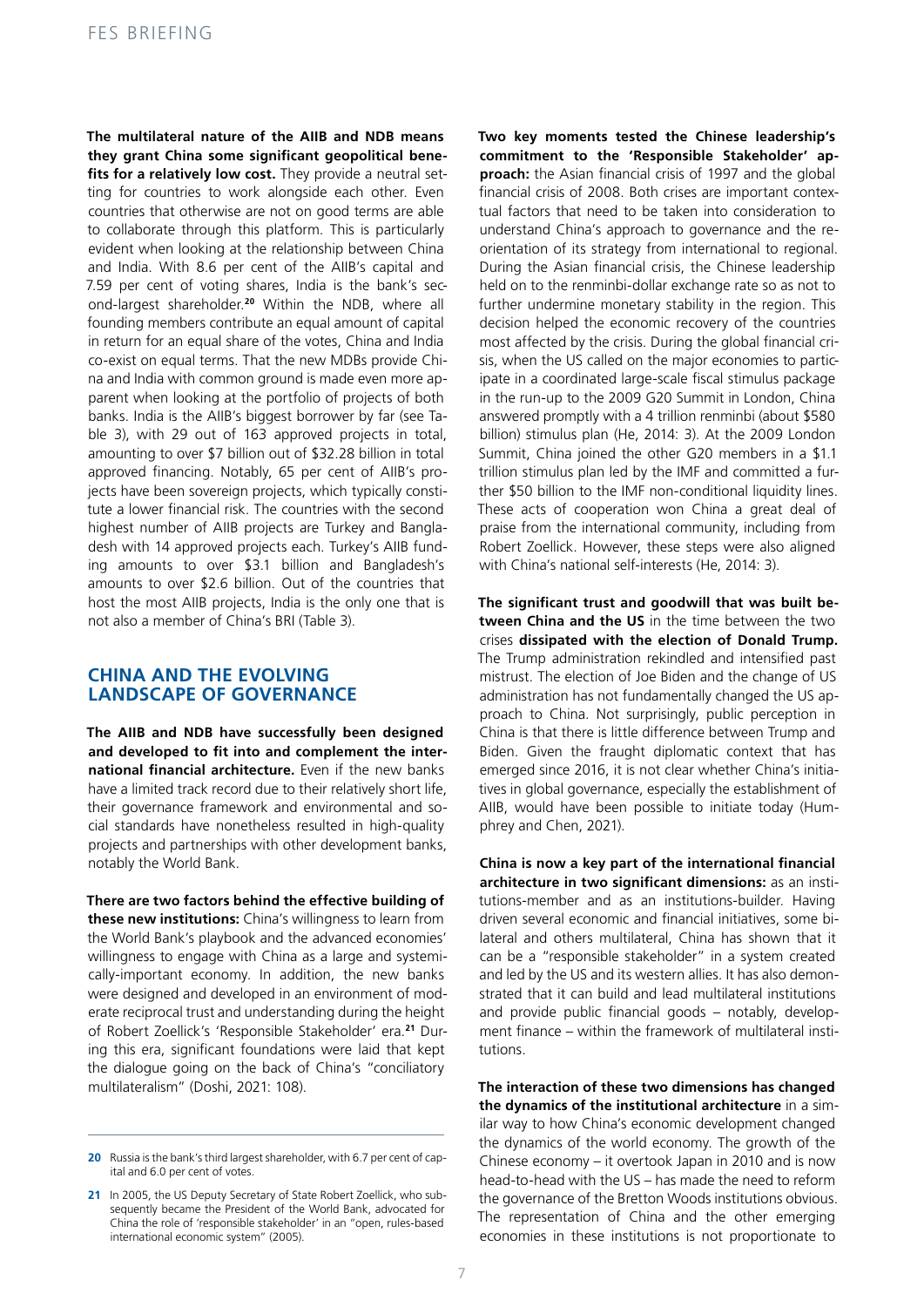**The multilateral nature of the AIIB and NDB means they grant China some significant geopolitical benefits for a relatively low cost.** They provide a neutral setting for countries to work alongside each other. Even countries that otherwise are not on good terms are able to collaborate through this platform. This is particularly evident when looking at the relationship between China and India. With 8.6 per cent of the AIIB's capital and 7.59 per cent of voting shares, India is the bank's second-largest shareholder.[20] Within the NDB, where all founding members contribute an equal amount of capital in return for an equal share of the votes, China and India co-exist on equal terms. That the new MDBs provide China and India with common ground is made even more apparent when looking at the portfolio of projects of both banks. India is the AIIB's biggest borrower by far (see Table 3), with 29 out of 163 approved projects in total, amounting to over \$7 billion out of \$32.28 billion in total approved financing. Notably, 65 per cent of AIIB's projects have been sovereign projects, which typically constitute a lower financial risk. The countries with the second highest number of AIIB projects are Turkey and Bangladesh with 14 approved projects each. Turkey's AIIB funding amounts to over \$3.1 billion and Bangladesh's amounts to over \$2.6 billion. Out of the countries that host the most AIIB projects, India is the only one that is not also a member of China's BRI (Table 3).

## CHINA AND THE EVOLVING LANDSCAPE OF GOVERNANCE

**The AIIB and NDB have successfully been designed and developed to fit into and complement the international financial architecture.** Even if the new banks have a limited track record due to their relatively short life, their governance framework and environmental and social standards have nonetheless resulted in high-quality projects and partnerships with other development banks, notably the World Bank.

**There are two factors behind the effective building of these new institutions:** China's willingness to learn from the World Bank's playbook and the advanced economies' willingness to engage with China as a large and systemically-important economy. In addition, the new banks were designed and developed in an environment of moderate reciprocal trust and understanding during the height of Robert Zoellick's 'Responsible Stakeholder' era.[21] During this era, significant foundations were laid that kept the dialogue going on the back of China's "conciliatory multilateralism" (Doshi, 2021: 108).

**Two key moments tested the Chinese leadership's commitment to the 'Responsible Stakeholder' approach:** the Asian financial crisis of 1997 and the global financial crisis of 2008. Both crises are important contextual factors that need to be taken into consideration to understand China's approach to governance and the reorientation of its strategy from international to regional. During the Asian financial crisis, the Chinese leadership held on to the renminbi-dollar exchange rate so as not to further undermine monetary stability in the region. This decision helped the economic recovery of the countries most affected by the crisis. During the global financial crisis, when the US called on the major economies to participate in a coordinated large-scale fiscal stimulus package in the run-up to the 2009 G20 Summit in London, China answered promptly with a 4 trillion renminbi (about \$580 billion) stimulus plan (He, 2014: 3). At the 2009 London Summit, China joined the other G20 members in a \$1.1 trillion stimulus plan led by the IMF and committed a further \$50 billion to the IMF non-conditional liquidity lines. These acts of cooperation won China a great deal of praise from the international community, including from Robert Zoellick. However, these steps were also aligned with China's national self-interests (He, 2014: 3).

**The significant trust and goodwill that was built between China and the US** in the time between the two crises **dissipated with the election of Donald Trump.** The Trump administration rekindled and intensified past mistrust. The election of Joe Biden and the change of US administration has not fundamentally changed the US approach to China. Not surprisingly, public perception in China is that there is little difference between Trump and Biden. Given the fraught diplomatic context that has emerged since 2016, it is not clear whether China's initiatives in global governance, especially the establishment of AIIB, would have been possible to initiate today (Humphrey and Chen, 2021).

**China is now a key part of the international financial architecture in two significant dimensions:** as an institutions-member and as an institutions-builder. Having driven several economic and financial initiatives, some bilateral and others multilateral, China has shown that it can be a "responsible stakeholder" in a system created and led by the US and its western allies. It has also demonstrated that it can build and lead multilateral institutions and provide public financial goods – notably, development finance – within the framework of multilateral institutions.

**The interaction of these two dimensions has changed the dynamics of the institutional architecture** in a similar way to how China's economic development changed the dynamics of the world economy. The growth of the Chinese economy – it overtook Japan in 2010 and is now head-to-head with the US – has made the need to reform the governance of the Bretton Woods institutions obvious. The representation of China and the other emerging economies in these institutions is not proportionate to

---

[20] Russia is the bank's third largest shareholder, with 6.7 per cent of capital and 6.0 per cent of votes.

[21] In 2005, the US Deputy Secretary of State Robert Zoellick, who subsequently became the President of the World Bank, advocated for China the role of 'responsible stakeholder' in an "open, rules-based international economic system" (2005).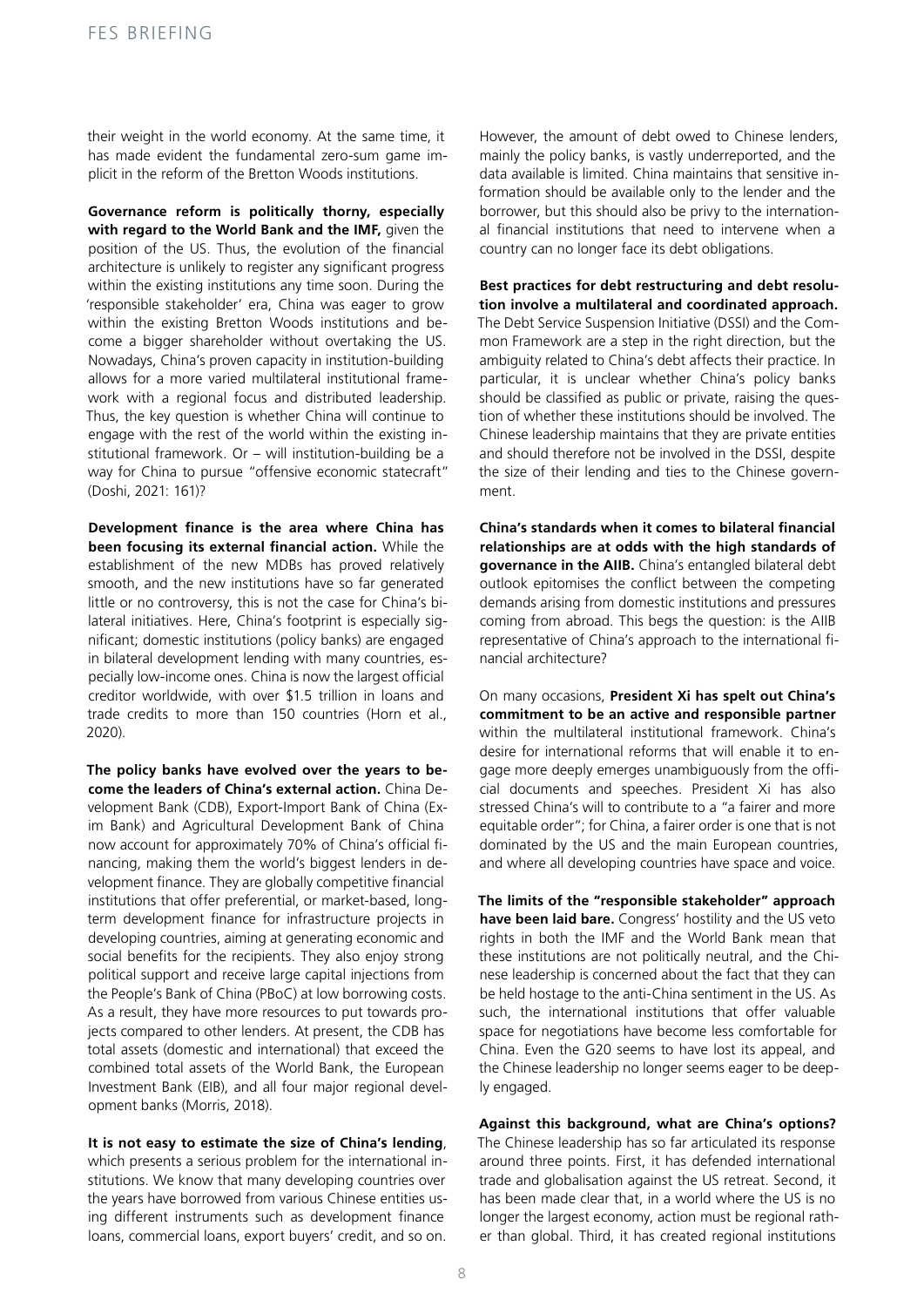their weight in the world economy. At the same time, it has made evident the fundamental zero-sum game implicit in the reform of the Bretton Woods institutions.

**Governance reform is politically thorny, especially with regard to the World Bank and the IMF,** given the position of the US. Thus, the evolution of the financial architecture is unlikely to register any significant progress within the existing institutions any time soon. During the 'responsible stakeholder' era, China was eager to grow within the existing Bretton Woods institutions and become a bigger shareholder without overtaking the US. Nowadays, China's proven capacity in institution-building allows for a more varied multilateral institutional framework with a regional focus and distributed leadership. Thus, the key question is whether China will continue to engage with the rest of the world within the existing institutional framework. Or – will institution-building be a way for China to pursue "offensive economic statecraft" (Doshi, 2021: 161)?

**Development finance is the area where China has been focusing its external financial action.** While the establishment of the new MDBs has proved relatively smooth, and the new institutions have so far generated little or no controversy, this is not the case for China's bilateral initiatives. Here, China's footprint is especially significant; domestic institutions (policy banks) are engaged in bilateral development lending with many countries, especially low-income ones. China is now the largest official creditor worldwide, with over \$1.5 trillion in loans and trade credits to more than 150 countries (Horn et al., 2020).

**The policy banks have evolved over the years to become the leaders of China's external action.** China Development Bank (CDB), Export-Import Bank of China (Exim Bank) and Agricultural Development Bank of China now account for approximately 70% of China's official financing, making them the world's biggest lenders in development finance. They are globally competitive financial institutions that offer preferential, or market-based, long-term development finance for infrastructure projects in developing countries, aiming at generating economic and social benefits for the recipients. They also enjoy strong political support and receive large capital injections from the People's Bank of China (PBoC) at low borrowing costs. As a result, they have more resources to put towards projects compared to other lenders. At present, the CDB has total assets (domestic and international) that exceed the combined total assets of the World Bank, the European Investment Bank (EIB), and all four major regional development banks (Morris, 2018).

**It is not easy to estimate the size of China's lending**, which presents a serious problem for the international institutions. We know that many developing countries over the years have borrowed from various Chinese entities using different instruments such as development finance loans, commercial loans, export buyers' credit, and so on. However, the amount of debt owed to Chinese lenders, mainly the policy banks, is vastly underreported, and the data available is limited. China maintains that sensitive information should be available only to the lender and the borrower, but this should also be privy to the international financial institutions that need to intervene when a country can no longer face its debt obligations.

**Best practices for debt restructuring and debt resolution involve a multilateral and coordinated approach.** The Debt Service Suspension Initiative (DSSI) and the Common Framework are a step in the right direction, but the ambiguity related to China's debt affects their practice. In particular, it is unclear whether China's policy banks should be classified as public or private, raising the question of whether these institutions should be involved. The Chinese leadership maintains that they are private entities and should therefore not be involved in the DSSI, despite the size of their lending and ties to the Chinese government.

**China's standards when it comes to bilateral financial relationships are at odds with the high standards of governance in the AIIB.** China's entangled bilateral debt outlook epitomises the conflict between the competing demands arising from domestic institutions and pressures coming from abroad. This begs the question: is the AIIB representative of China's approach to the international financial architecture?

On many occasions, **President Xi has spelt out China's commitment to be an active and responsible partner** within the multilateral institutional framework. China's desire for international reforms that will enable it to engage more deeply emerges unambiguously from the official documents and speeches. President Xi has also stressed China's will to contribute to a "a fairer and more equitable order"; for China, a fairer order is one that is not dominated by the US and the main European countries, and where all developing countries have space and voice.

**The limits of the "responsible stakeholder" approach have been laid bare.** Congress' hostility and the US veto rights in both the IMF and the World Bank mean that these institutions are not politically neutral, and the Chinese leadership is concerned about the fact that they can be held hostage to the anti-China sentiment in the US. As such, the international institutions that offer valuable space for negotiations have become less comfortable for China. Even the G20 seems to have lost its appeal, and the Chinese leadership no longer seems eager to be deeply engaged.

**Against this background, what are China's options?** The Chinese leadership has so far articulated its response around three points. First, it has defended international trade and globalisation against the US retreat. Second, it has been made clear that, in a world where the US is no longer the largest economy, action must be regional rather than global. Third, it has created regional institutions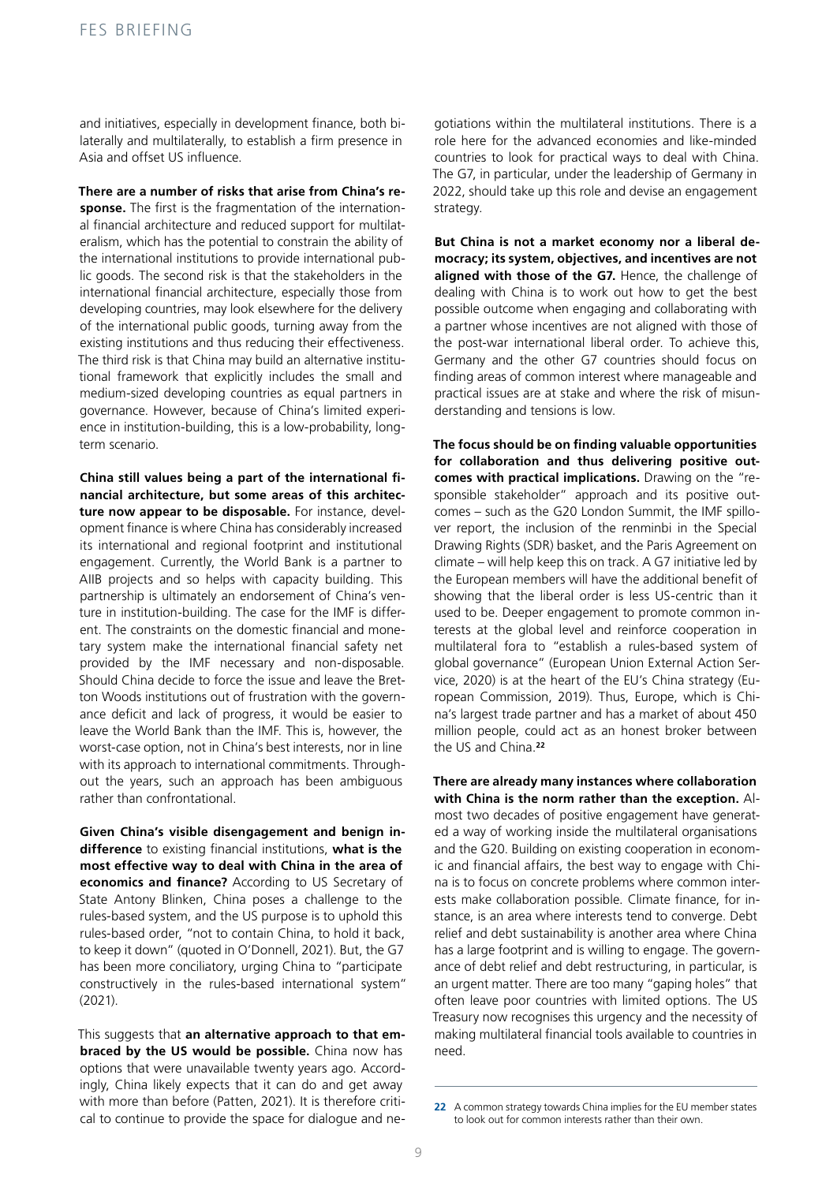and initiatives, especially in development finance, both bilaterally and multilaterally, to establish a firm presence in Asia and offset US influence.

**There are a number of risks that arise from China's response.** The first is the fragmentation of the international financial architecture and reduced support for multilateralism, which has the potential to constrain the ability of the international institutions to provide international public goods. The second risk is that the stakeholders in the international financial architecture, especially those from developing countries, may look elsewhere for the delivery of the international public goods, turning away from the existing institutions and thus reducing their effectiveness. The third risk is that China may build an alternative institutional framework that explicitly includes the small and medium-sized developing countries as equal partners in governance. However, because of China's limited experience in institution-building, this is a low-probability, long-term scenario.

**China still values being a part of the international financial architecture, but some areas of this architecture now appear to be disposable.** For instance, development finance is where China has considerably increased its international and regional footprint and institutional engagement. Currently, the World Bank is a partner to AIIB projects and so helps with capacity building. This partnership is ultimately an endorsement of China's venture in institution-building. The case for the IMF is different. The constraints on the domestic financial and monetary system make the international financial safety net provided by the IMF necessary and non-disposable. Should China decide to force the issue and leave the Bretton Woods institutions out of frustration with the governance deficit and lack of progress, it would be easier to leave the World Bank than the IMF. This is, however, the worst-case option, not in China's best interests, nor in line with its approach to international commitments. Throughout the years, such an approach has been ambiguous rather than confrontational.

**Given China's visible disengagement and benign indifference** to existing financial institutions, **what is the most effective way to deal with China in the area of economics and finance?** According to US Secretary of State Antony Blinken, China poses a challenge to the rules-based system, and the US purpose is to uphold this rules-based order, "not to contain China, to hold it back, to keep it down" (quoted in O'Donnell, 2021). But, the G7 has been more conciliatory, urging China to "participate constructively in the rules-based international system" (2021).

This suggests that **an alternative approach to that embraced by the US would be possible.** China now has options that were unavailable twenty years ago. Accordingly, China likely expects that it can do and get away with more than before (Patten, 2021). It is therefore critical to continue to provide the space for dialogue and negotiations within the multilateral institutions. There is a role here for the advanced economies and like-minded countries to look for practical ways to deal with China. The G7, in particular, under the leadership of Germany in 2022, should take up this role and devise an engagement strategy.

**But China is not a market economy nor a liberal democracy; its system, objectives, and incentives are not aligned with those of the G7.** Hence, the challenge of dealing with China is to work out how to get the best possible outcome when engaging and collaborating with a partner whose incentives are not aligned with those of the post-war international liberal order. To achieve this, Germany and the other G7 countries should focus on finding areas of common interest where manageable and practical issues are at stake and where the risk of misunderstanding and tensions is low.

**The focus should be on finding valuable opportunities for collaboration and thus delivering positive outcomes with practical implications.** Drawing on the "responsible stakeholder" approach and its positive outcomes – such as the G20 London Summit, the IMF spillover report, the inclusion of the renminbi in the Special Drawing Rights (SDR) basket, and the Paris Agreement on climate – will help keep this on track. A G7 initiative led by the European members will have the additional benefit of showing that the liberal order is less US-centric than it used to be. Deeper engagement to promote common interests at the global level and reinforce cooperation in multilateral fora to "establish a rules-based system of global governance" (European Union External Action Service, 2020) is at the heart of the EU's China strategy (European Commission, 2019). Thus, Europe, which is China's largest trade partner and has a market of about 450 million people, could act as an honest broker between the US and China.[22]

**There are already many instances where collaboration with China is the norm rather than the exception.** Almost two decades of positive engagement have generated a way of working inside the multilateral organisations and the G20. Building on existing cooperation in economic and financial affairs, the best way to engage with China is to focus on concrete problems where common interests make collaboration possible. Climate finance, for instance, is an area where interests tend to converge. Debt relief and debt sustainability is another area where China has a large footprint and is willing to engage. The governance of debt relief and debt restructuring, in particular, is an urgent matter. There are too many "gaping holes" that often leave poor countries with limited options. The US Treasury now recognises this urgency and the necessity of making multilateral financial tools available to countries in need.

---

22 A common strategy towards China implies for the EU member states to look out for common interests rather than their own.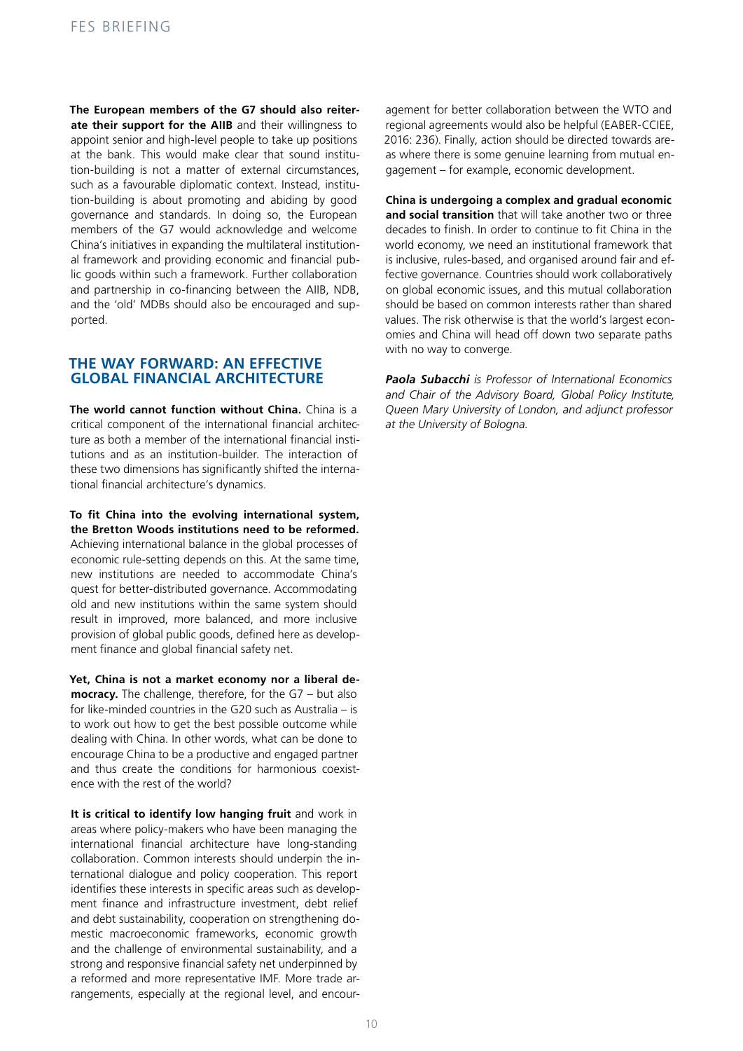**The European members of the G7 should also reiterate their support for the AIIB** and their willingness to appoint senior and high-level people to take up positions at the bank. This would make clear that sound institution-building is not a matter of external circumstances, such as a favourable diplomatic context. Instead, institution-building is about promoting and abiding by good governance and standards. In doing so, the European members of the G7 would acknowledge and welcome China's initiatives in expanding the multilateral institutional framework and providing economic and financial public goods within such a framework. Further collaboration and partnership in co-financing between the AIIB, NDB, and the 'old' MDBs should also be encouraged and supported.

## THE WAY FORWARD: AN EFFECTIVE GLOBAL FINANCIAL ARCHITECTURE

**The world cannot function without China.** China is a critical component of the international financial architecture as both a member of the international financial institutions and as an institution-builder. The interaction of these two dimensions has significantly shifted the international financial architecture's dynamics.

**To fit China into the evolving international system, the Bretton Woods institutions need to be reformed.** Achieving international balance in the global processes of economic rule-setting depends on this. At the same time, new institutions are needed to accommodate China's quest for better-distributed governance. Accommodating old and new institutions within the same system should result in improved, more balanced, and more inclusive provision of global public goods, defined here as development finance and global financial safety net.

**Yet, China is not a market economy nor a liberal democracy.** The challenge, therefore, for the G7 – but also for like-minded countries in the G20 such as Australia – is to work out how to get the best possible outcome while dealing with China. In other words, what can be done to encourage China to be a productive and engaged partner and thus create the conditions for harmonious coexistence with the rest of the world?

**It is critical to identify low hanging fruit** and work in areas where policy-makers who have been managing the international financial architecture have long-standing collaboration. Common interests should underpin the international dialogue and policy cooperation. This report identifies these interests in specific areas such as development finance and infrastructure investment, debt relief and debt sustainability, cooperation on strengthening domestic macroeconomic frameworks, economic growth and the challenge of environmental sustainability, and a strong and responsive financial safety net underpinned by a reformed and more representative IMF. More trade arrangements, especially at the regional level, and encouragement for better collaboration between the WTO and regional agreements would also be helpful (EABER-CCIEE, 2016: 236). Finally, action should be directed towards areas where there is some genuine learning from mutual engagement – for example, economic development.

**China is undergoing a complex and gradual economic and social transition** that will take another two or three decades to finish. In order to continue to fit China in the world economy, we need an institutional framework that is inclusive, rules-based, and organised around fair and effective governance. Countries should work collaboratively on global economic issues, and this mutual collaboration should be based on common interests rather than shared values. The risk otherwise is that the world's largest economies and China will head off down two separate paths with no way to converge.

***Paola Subacchi*** *is Professor of International Economics and Chair of the Advisory Board, Global Policy Institute, Queen Mary University of London, and adjunct professor at the University of Bologna.*